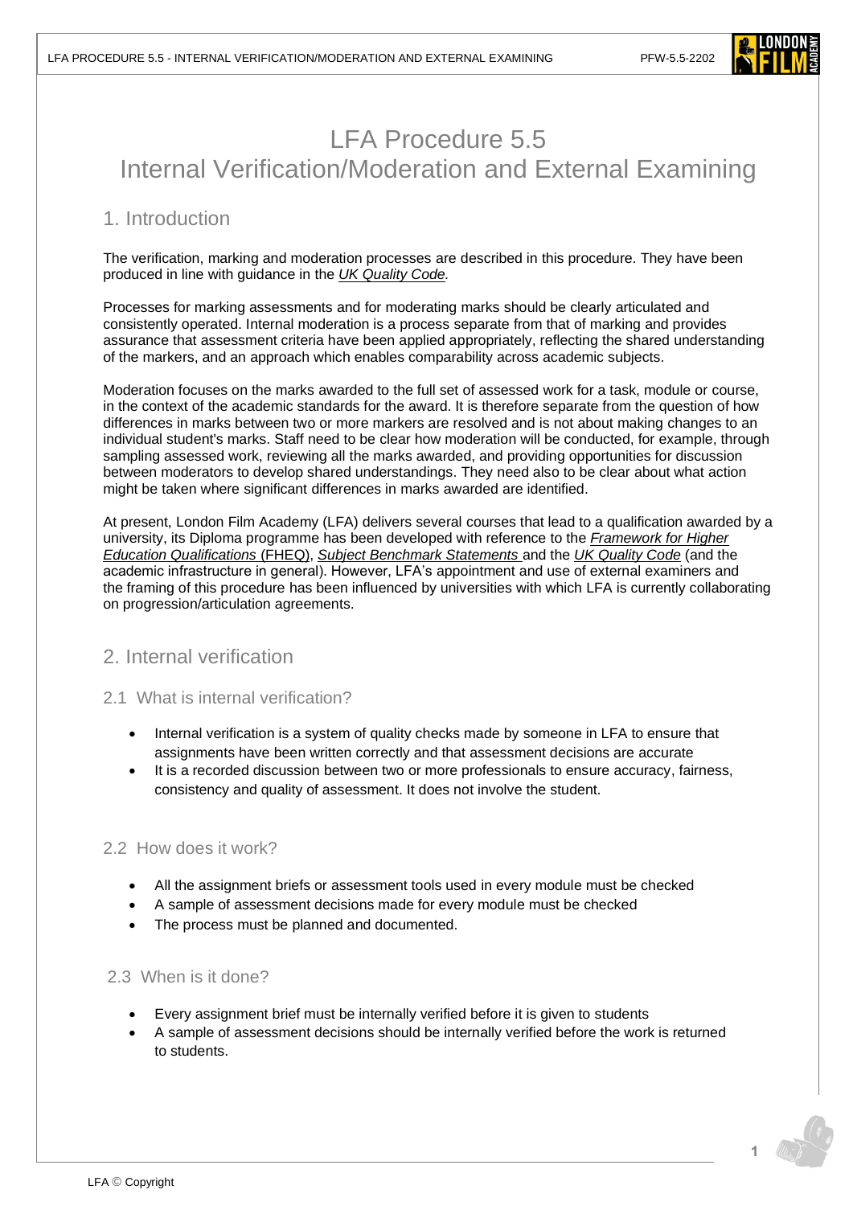# LFA Procedure 5.5
# Internal Verification/Moderation and External Examining

## 1. Introduction

The verification, marking and moderation processes are described in this procedure. They have been produced in line with guidance in the *UK Quality Code.*

Processes for marking assessments and for moderating marks should be clearly articulated and consistently operated. Internal moderation is a process separate from that of marking and provides assurance that assessment criteria have been applied appropriately, reflecting the shared understanding of the markers, and an approach which enables comparability across academic subjects.

Moderation focuses on the marks awarded to the full set of assessed work for a task, module or course, in the context of the academic standards for the award. It is therefore separate from the question of how differences in marks between two or more markers are resolved and is not about making changes to an individual student's marks. Staff need to be clear how moderation will be conducted, for example, through sampling assessed work, reviewing all the marks awarded, and providing opportunities for discussion between moderators to develop shared understandings. They need also to be clear about what action might be taken where significant differences in marks awarded are identified.

At present, London Film Academy (LFA) delivers several courses that lead to a qualification awarded by a university, its Diploma programme has been developed with reference to the *Framework for Higher Education Qualifications* (FHEQ), *Subject Benchmark Statements* and the *UK Quality Code* (and the academic infrastructure in general). However, LFA's appointment and use of external examiners and the framing of this procedure has been influenced by universities with which LFA is currently collaborating on progression/articulation agreements.

## 2. Internal verification

### 2.1 What is internal verification?

- Internal verification is a system of quality checks made by someone in LFA to ensure that assignments have been written correctly and that assessment decisions are accurate
- It is a recorded discussion between two or more professionals to ensure accuracy, fairness, consistency and quality of assessment. It does not involve the student.

### 2.2 How does it work?

- All the assignment briefs or assessment tools used in every module must be checked
- A sample of assessment decisions made for every module must be checked
- The process must be planned and documented.

### 2.3 When is it done?

- Every assignment brief must be internally verified before it is given to students
- A sample of assessment decisions should be internally verified before the work is returned to students.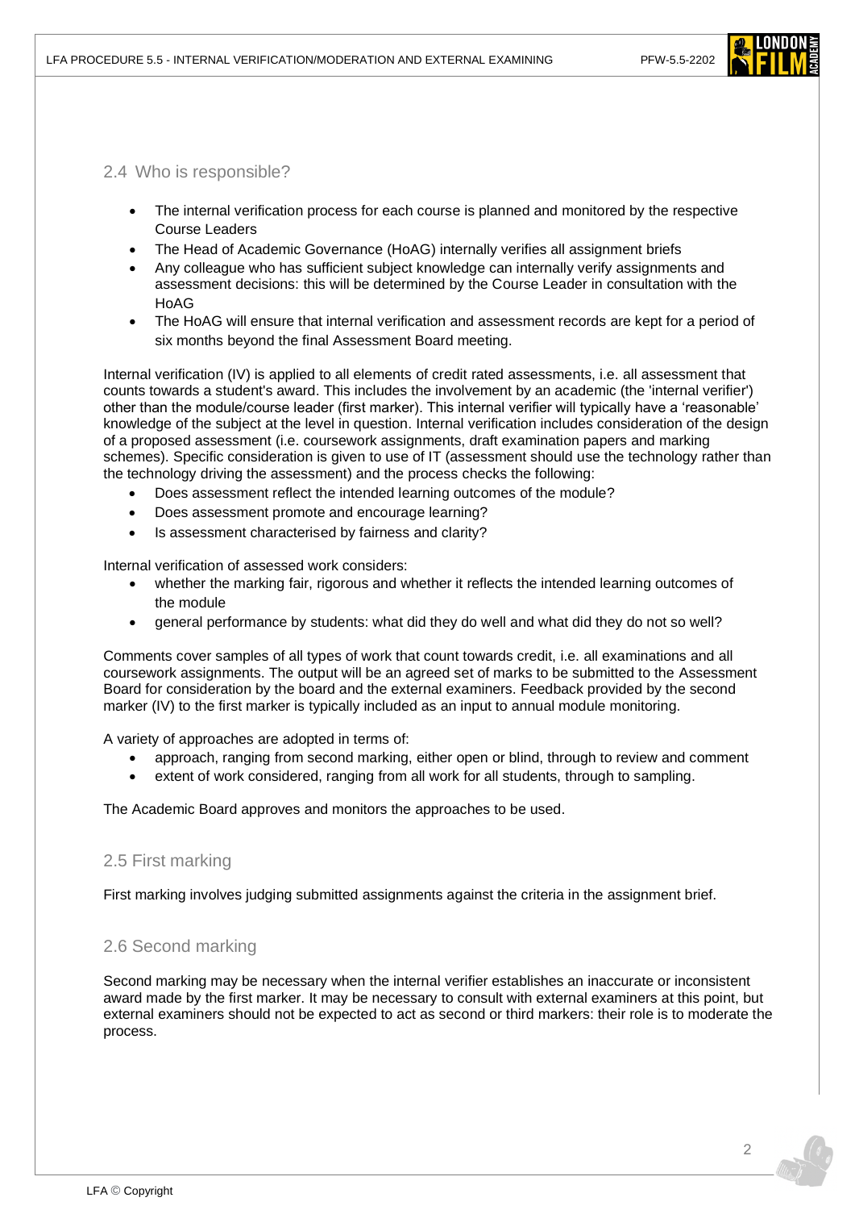## 2.4 Who is responsible?

- The internal verification process for each course is planned and monitored by the respective Course Leaders
- The Head of Academic Governance (HoAG) internally verifies all assignment briefs
- Any colleague who has sufficient subject knowledge can internally verify assignments and assessment decisions: this will be determined by the Course Leader in consultation with the HoAG
- The HoAG will ensure that internal verification and assessment records are kept for a period of six months beyond the final Assessment Board meeting.

Internal verification (IV) is applied to all elements of credit rated assessments, i.e. all assessment that counts towards a student's award. This includes the involvement by an academic (the 'internal verifier') other than the module/course leader (first marker). This internal verifier will typically have a 'reasonable' knowledge of the subject at the level in question. Internal verification includes consideration of the design of a proposed assessment (i.e. coursework assignments, draft examination papers and marking schemes). Specific consideration is given to use of IT (assessment should use the technology rather than the technology driving the assessment) and the process checks the following:

- Does assessment reflect the intended learning outcomes of the module?
- Does assessment promote and encourage learning?
- Is assessment characterised by fairness and clarity?

Internal verification of assessed work considers:

- whether the marking fair, rigorous and whether it reflects the intended learning outcomes of the module
- general performance by students: what did they do well and what did they do not so well?

Comments cover samples of all types of work that count towards credit, i.e. all examinations and all coursework assignments. The output will be an agreed set of marks to be submitted to the Assessment Board for consideration by the board and the external examiners. Feedback provided by the second marker (IV) to the first marker is typically included as an input to annual module monitoring.

A variety of approaches are adopted in terms of:

- approach, ranging from second marking, either open or blind, through to review and comment
- extent of work considered, ranging from all work for all students, through to sampling.

The Academic Board approves and monitors the approaches to be used.

## 2.5 First marking

First marking involves judging submitted assignments against the criteria in the assignment brief.

## 2.6 Second marking

Second marking may be necessary when the internal verifier establishes an inaccurate or inconsistent award made by the first marker. It may be necessary to consult with external examiners at this point, but external examiners should not be expected to act as second or third markers: their role is to moderate the process.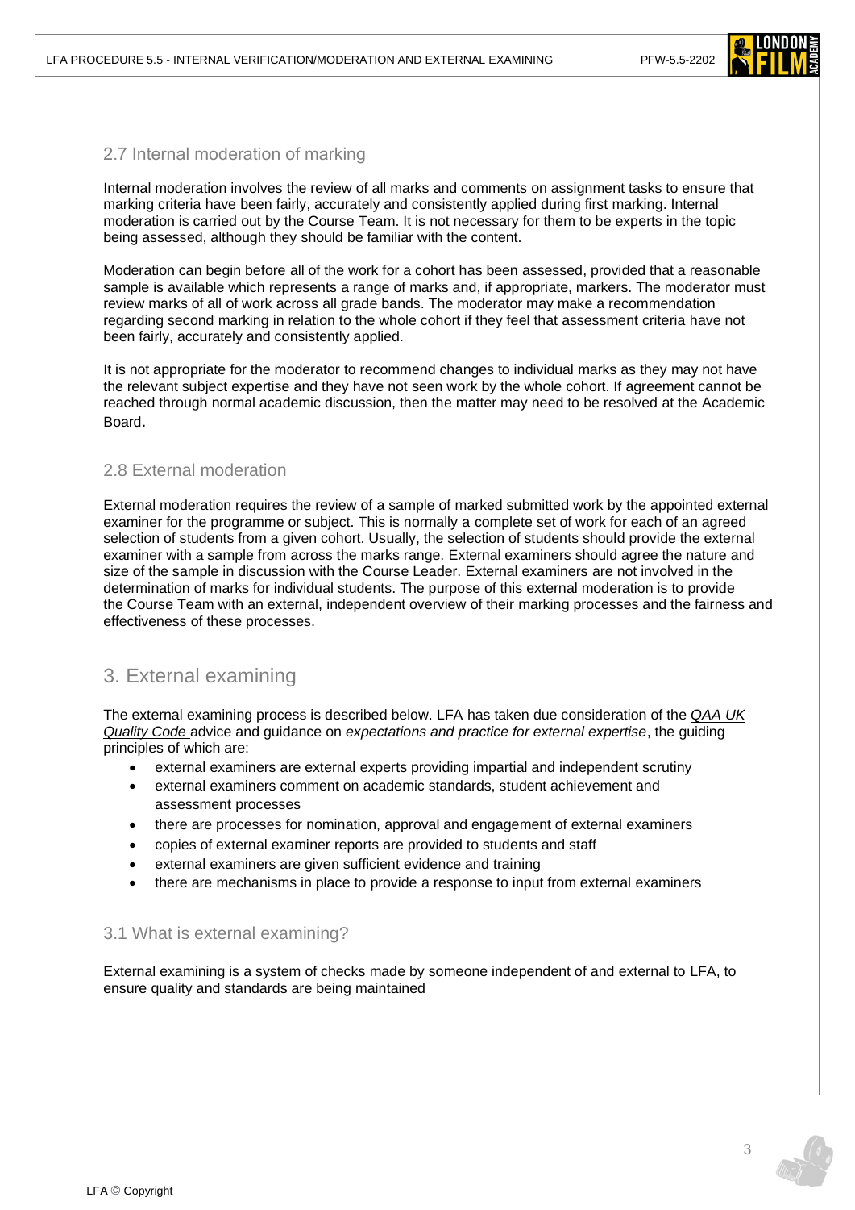### 2.7 Internal moderation of marking

Internal moderation involves the review of all marks and comments on assignment tasks to ensure that marking criteria have been fairly, accurately and consistently applied during first marking. Internal moderation is carried out by the Course Team. It is not necessary for them to be experts in the topic being assessed, although they should be familiar with the content.

Moderation can begin before all of the work for a cohort has been assessed, provided that a reasonable sample is available which represents a range of marks and, if appropriate, markers. The moderator must review marks of all of work across all grade bands. The moderator may make a recommendation regarding second marking in relation to the whole cohort if they feel that assessment criteria have not been fairly, accurately and consistently applied.

It is not appropriate for the moderator to recommend changes to individual marks as they may not have the relevant subject expertise and they have not seen work by the whole cohort. If agreement cannot be reached through normal academic discussion, then the matter may need to be resolved at the Academic Board.

### 2.8 External moderation

External moderation requires the review of a sample of marked submitted work by the appointed external examiner for the programme or subject. This is normally a complete set of work for each of an agreed selection of students from a given cohort. Usually, the selection of students should provide the external examiner with a sample from across the marks range. External examiners should agree the nature and size of the sample in discussion with the Course Leader. External examiners are not involved in the determination of marks for individual students. The purpose of this external moderation is to provide the Course Team with an external, independent overview of their marking processes and the fairness and effectiveness of these processes.

## 3. External examining

The external examining process is described below. LFA has taken due consideration of the *QAA UK Quality Code* advice and guidance on *expectations and practice for external expertise*, the guiding principles of which are:

- external examiners are external experts providing impartial and independent scrutiny
- external examiners comment on academic standards, student achievement and assessment processes
- there are processes for nomination, approval and engagement of external examiners
- copies of external examiner reports are provided to students and staff
- external examiners are given sufficient evidence and training
- there are mechanisms in place to provide a response to input from external examiners

### 3.1 What is external examining?

External examining is a system of checks made by someone independent of and external to LFA, to ensure quality and standards are being maintained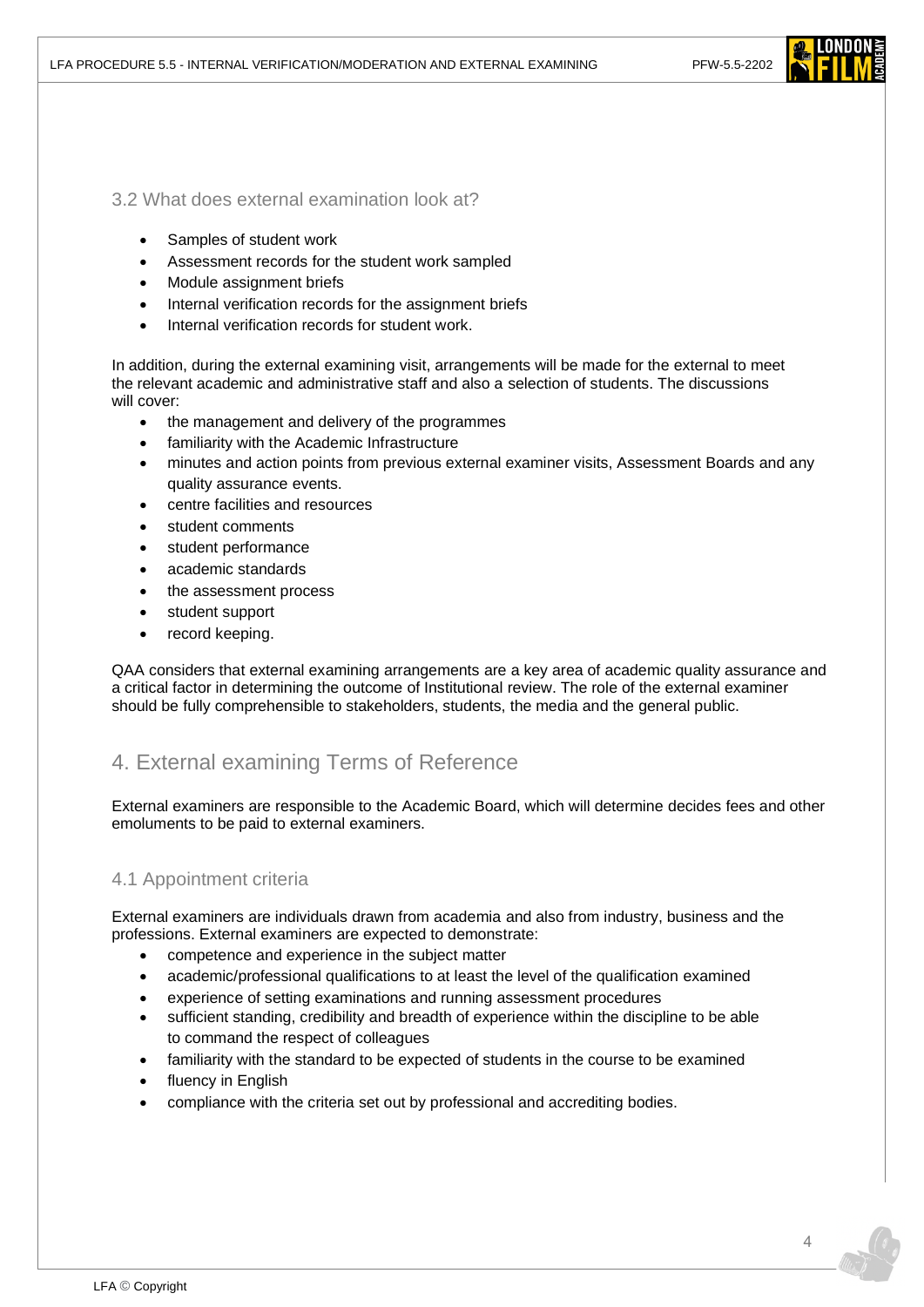### 3.2 What does external examination look at?

- Samples of student work
- Assessment records for the student work sampled
- Module assignment briefs
- Internal verification records for the assignment briefs
- Internal verification records for student work.

In addition, during the external examining visit, arrangements will be made for the external to meet the relevant academic and administrative staff and also a selection of students. The discussions will cover:

- the management and delivery of the programmes
- familiarity with the Academic Infrastructure
- minutes and action points from previous external examiner visits, Assessment Boards and any quality assurance events.
- centre facilities and resources
- student comments
- student performance
- academic standards
- the assessment process
- student support
- record keeping.

QAA considers that external examining arrangements are a key area of academic quality assurance and a critical factor in determining the outcome of Institutional review. The role of the external examiner should be fully comprehensible to stakeholders, students, the media and the general public.

## 4. External examining Terms of Reference

External examiners are responsible to the Academic Board, which will determine decides fees and other emoluments to be paid to external examiners.

### 4.1 Appointment criteria

External examiners are individuals drawn from academia and also from industry, business and the professions. External examiners are expected to demonstrate:

- competence and experience in the subject matter
- academic/professional qualifications to at least the level of the qualification examined
- experience of setting examinations and running assessment procedures
- sufficient standing, credibility and breadth of experience within the discipline to be able to command the respect of colleagues
- familiarity with the standard to be expected of students in the course to be examined
- fluency in English
- compliance with the criteria set out by professional and accrediting bodies.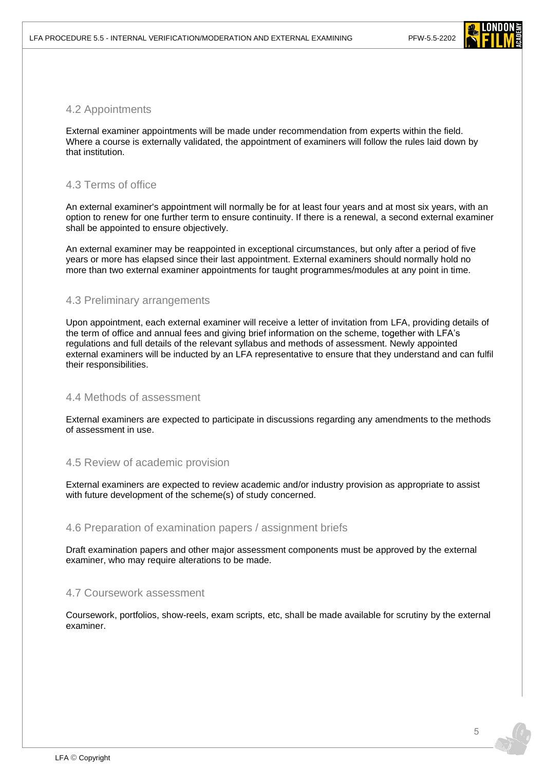## 4.2 Appointments

External examiner appointments will be made under recommendation from experts within the field. Where a course is externally validated, the appointment of examiners will follow the rules laid down by that institution.

## 4.3 Terms of office

An external examiner's appointment will normally be for at least four years and at most six years, with an option to renew for one further term to ensure continuity. If there is a renewal, a second external examiner shall be appointed to ensure objectively.

An external examiner may be reappointed in exceptional circumstances, but only after a period of five years or more has elapsed since their last appointment. External examiners should normally hold no more than two external examiner appointments for taught programmes/modules at any point in time.

## 4.3 Preliminary arrangements

Upon appointment, each external examiner will receive a letter of invitation from LFA, providing details of the term of office and annual fees and giving brief information on the scheme, together with LFA's regulations and full details of the relevant syllabus and methods of assessment. Newly appointed external examiners will be inducted by an LFA representative to ensure that they understand and can fulfil their responsibilities.

## 4.4 Methods of assessment

External examiners are expected to participate in discussions regarding any amendments to the methods of assessment in use.

## 4.5 Review of academic provision

External examiners are expected to review academic and/or industry provision as appropriate to assist with future development of the scheme(s) of study concerned.

## 4.6 Preparation of examination papers / assignment briefs

Draft examination papers and other major assessment components must be approved by the external examiner, who may require alterations to be made.

## 4.7 Coursework assessment

Coursework, portfolios, show-reels, exam scripts, etc, shall be made available for scrutiny by the external examiner.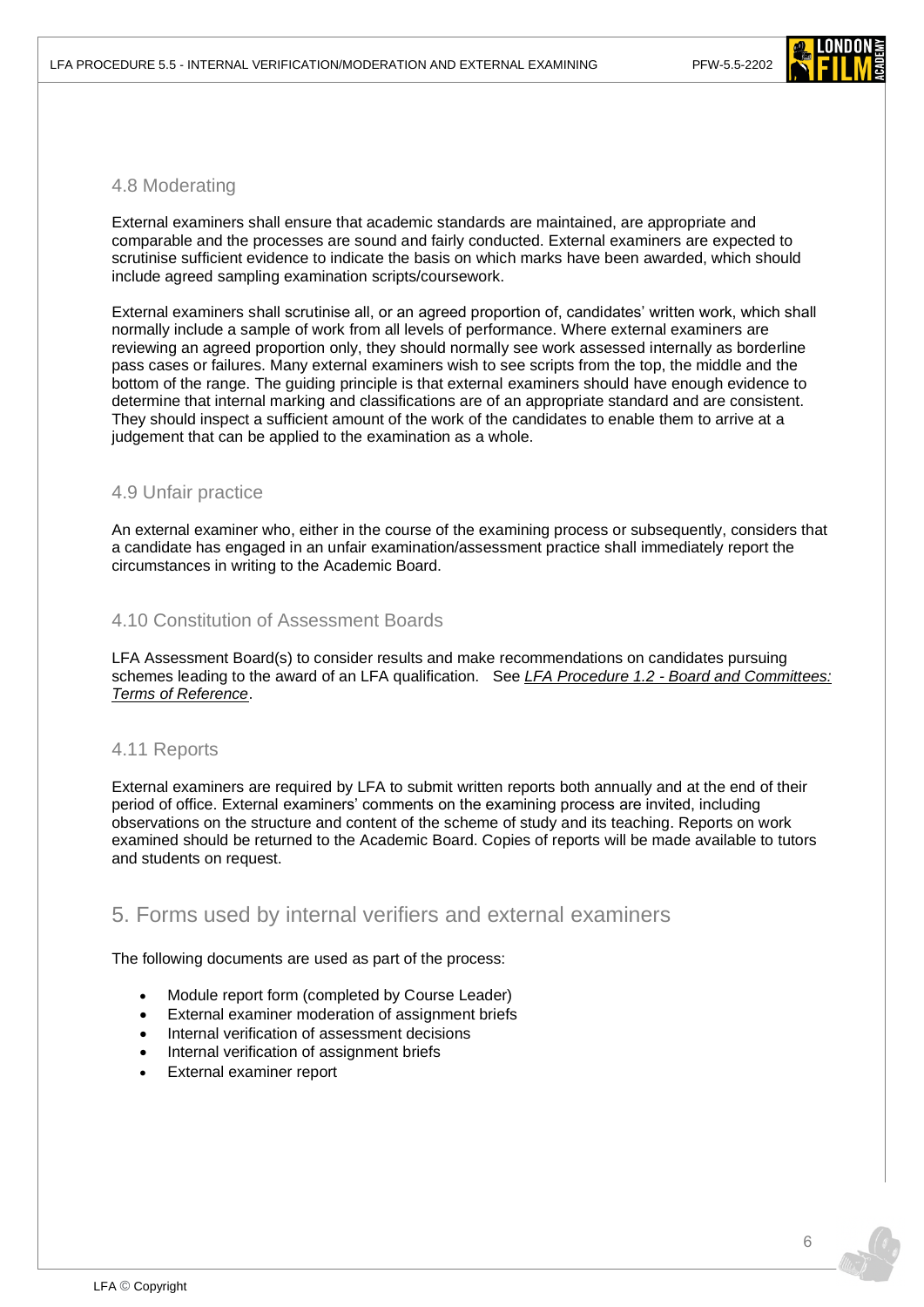### 4.8 Moderating

External examiners shall ensure that academic standards are maintained, are appropriate and comparable and the processes are sound and fairly conducted. External examiners are expected to scrutinise sufficient evidence to indicate the basis on which marks have been awarded, which should include agreed sampling examination scripts/coursework.

External examiners shall scrutinise all, or an agreed proportion of, candidates' written work, which shall normally include a sample of work from all levels of performance. Where external examiners are reviewing an agreed proportion only, they should normally see work assessed internally as borderline pass cases or failures. Many external examiners wish to see scripts from the top, the middle and the bottom of the range. The guiding principle is that external examiners should have enough evidence to determine that internal marking and classifications are of an appropriate standard and are consistent. They should inspect a sufficient amount of the work of the candidates to enable them to arrive at a judgement that can be applied to the examination as a whole.

### 4.9 Unfair practice

An external examiner who, either in the course of the examining process or subsequently, considers that a candidate has engaged in an unfair examination/assessment practice shall immediately report the circumstances in writing to the Academic Board.

### 4.10 Constitution of Assessment Boards

LFA Assessment Board(s) to consider results and make recommendations on candidates pursuing schemes leading to the award of an LFA qualification. See *LFA Procedure 1.2 - Board and Committees: Terms of Reference*.

### 4.11 Reports

External examiners are required by LFA to submit written reports both annually and at the end of their period of office. External examiners' comments on the examining process are invited, including observations on the structure and content of the scheme of study and its teaching. Reports on work examined should be returned to the Academic Board. Copies of reports will be made available to tutors and students on request.

## 5. Forms used by internal verifiers and external examiners

The following documents are used as part of the process:

- Module report form (completed by Course Leader)
- External examiner moderation of assignment briefs
- Internal verification of assessment decisions
- Internal verification of assignment briefs
- External examiner report